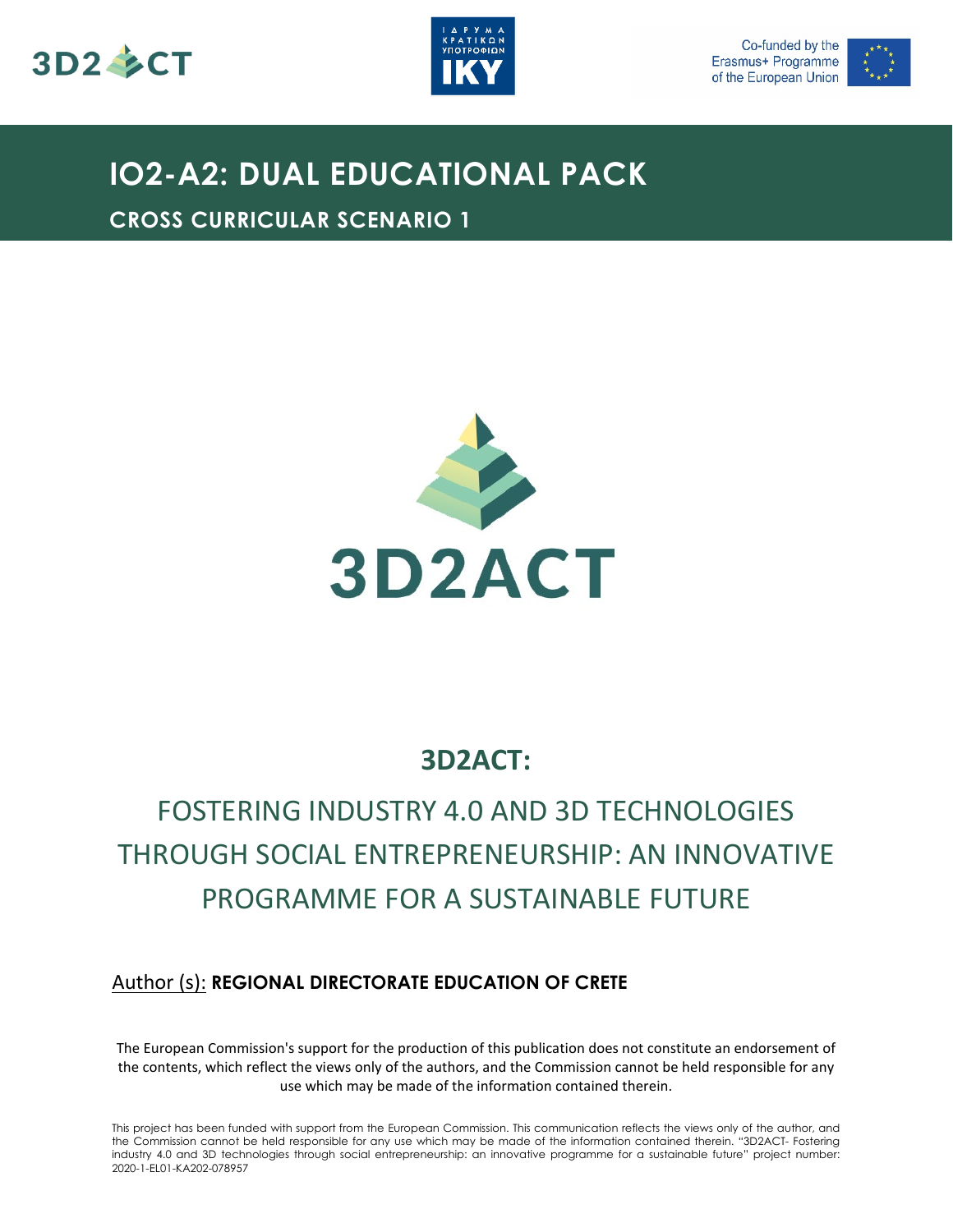Co-funded by the Erasmus+ Programme of the European Union

# IO2-A2: DUAL EDUCATIONAL PACK

## CROSS CURRICULAR SCENARIO 1

3D2ACT

## 3D2ACT:

## FOSTERING INDUSTRY 4.0 AND 3D TECHNOLOGIES THROUGH SOCIAL ENTREPRENEURSHIP: AN INNOVATIVE PROGRAMME FOR A SUSTAINABLE FUTURE

Author (s): **REGIONAL DIRECTORATE EDUCATION OF CRETE**

The European Commission's support for the production of this publication does not constitute an endorsement of the contents, which reflect the views only of the authors, and the Commission cannot be held responsible for any use which may be made of the information contained therein.

This project has been funded with support from the European Commission. This communication reflects the views only of the author, and the Commission cannot be held responsible for any use which may be made of the information contained therein. "3D2ACT- Fostering industry 4.0 and 3D technologies through social entrepreneurship: an innovative programme for a sustainable future" project number: 2020-1-EL01-KA202-078957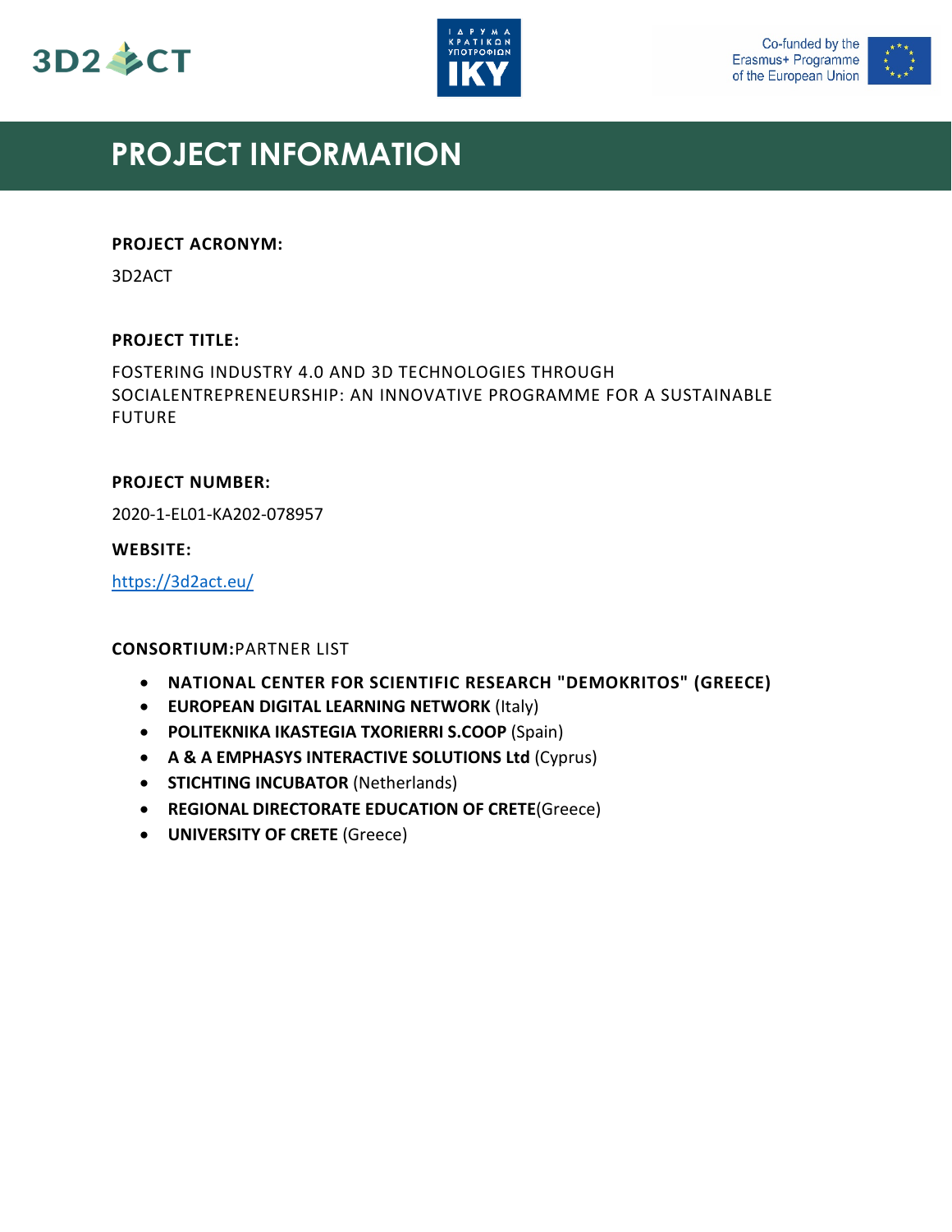# PROJECT INFORMATION

**PROJECT ACRONYM:**

3D2ACT

**PROJECT TITLE:**

FOSTERING INDUSTRY 4.0 AND 3D TECHNOLOGIES THROUGH SOCIALENTREPRENEURSHIP: AN INNOVATIVE PROGRAMME FOR A SUSTAINABLE FUTURE

**PROJECT NUMBER:**

2020-1-EL01-KA202-078957

**WEBSITE:**

https://3d2act.eu/

**CONSORTIUM:**PARTNER LIST

- **NATIONAL CENTER FOR SCIENTIFIC RESEARCH "DEMOKRITOS" (GREECE)**
- **EUROPEAN DIGITAL LEARNING NETWORK** (Italy)
- **POLITEKNIKA IKASTEGIA TXORIERRI S.COOP** (Spain)
- **A & A EMPHASYS INTERACTIVE SOLUTIONS Ltd** (Cyprus)
- **STICHTING INCUBATOR** (Netherlands)
- **REGIONAL DIRECTORATE EDUCATION OF CRETE**(Greece)
- **UNIVERSITY OF CRETE** (Greece)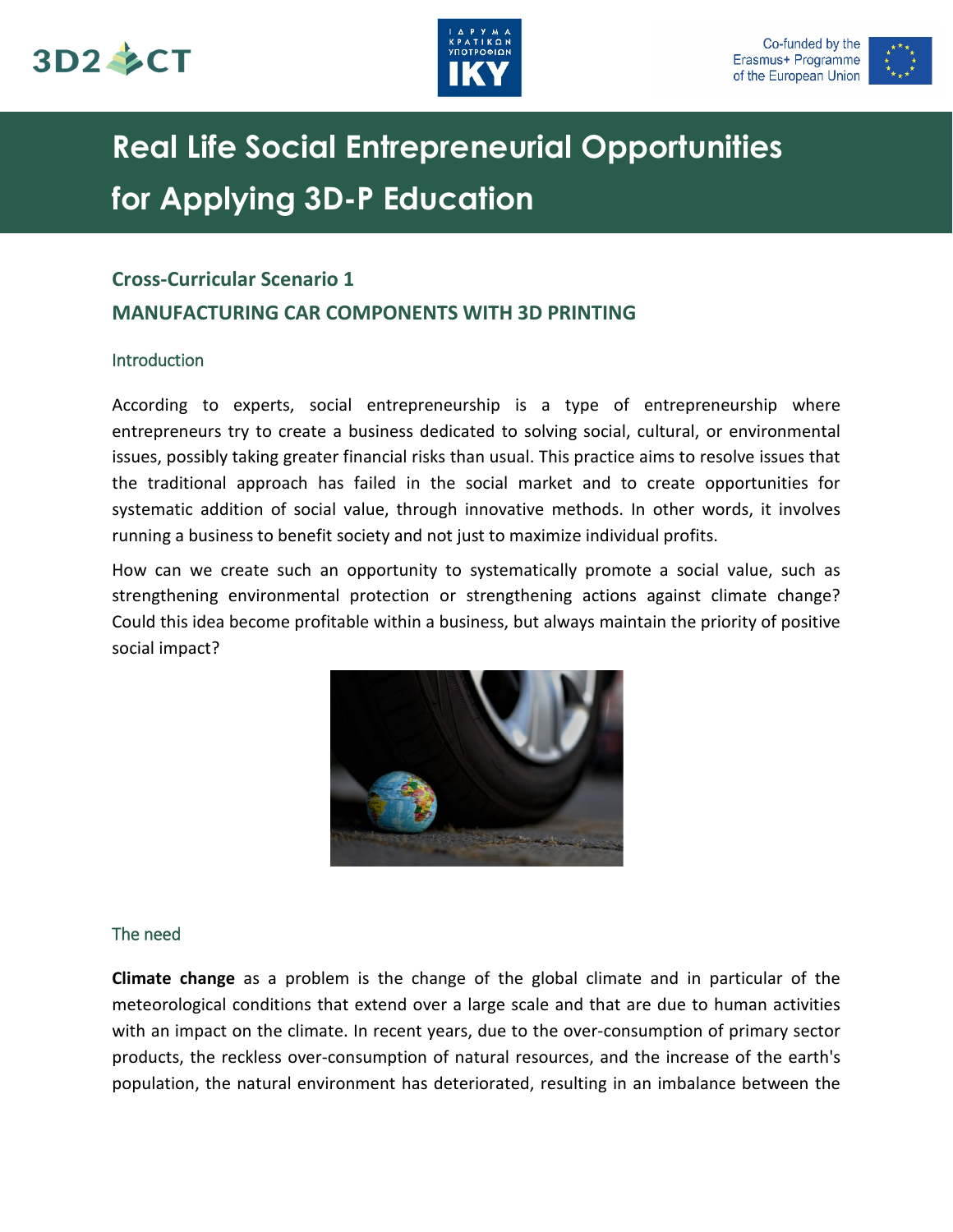# Real Life Social Entrepreneurial Opportunities for Applying 3D-P Education

## Cross-Curricular Scenario 1

## MANUFACTURING CAR COMPONENTS WITH 3D PRINTING

### Introduction

According to experts, social entrepreneurship is a type of entrepreneurship where entrepreneurs try to create a business dedicated to solving social, cultural, or environmental issues, possibly taking greater financial risks than usual. This practice aims to resolve issues that the traditional approach has failed in the social market and to create opportunities for systematic addition of social value, through innovative methods. In other words, it involves running a business to benefit society and not just to maximize individual profits.

How can we create such an opportunity to systematically promote a social value, such as strengthening environmental protection or strengthening actions against climate change? Could this idea become profitable within a business, but always maintain the priority of positive social impact?

### The need

**Climate change** as a problem is the change of the global climate and in particular of the meteorological conditions that extend over a large scale and that are due to human activities with an impact on the climate. In recent years, due to the over-consumption of primary sector products, the reckless over-consumption of natural resources, and the increase of the earth's population, the natural environment has deteriorated, resulting in an imbalance between the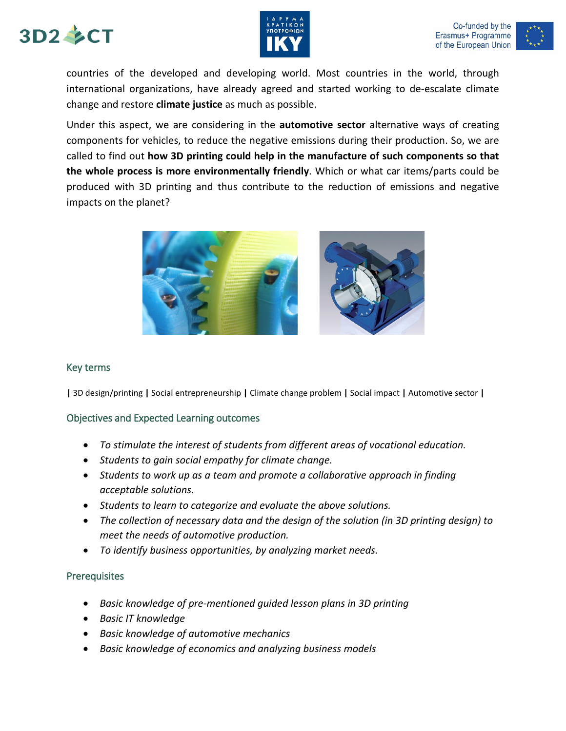countries of the developed and developing world. Most countries in the world, through international organizations, have already agreed and started working to de-escalate climate change and restore **climate justice** as much as possible.

Under this aspect, we are considering in the **automotive sector** alternative ways of creating components for vehicles, to reduce the negative emissions during their production. So, we are called to find out **how 3D printing could help in the manufacture of such components so that the whole process is more environmentally friendly**. Which or what car items/parts could be produced with 3D printing and thus contribute to the reduction of emissions and negative impacts on the planet?

## Key terms

**|** 3D design/printing **|** Social entrepreneurship **|** Climate change problem **|** Social impact **|** Automotive sector **|**

## Objectives and Expected Learning outcomes

- *To stimulate the interest of students from different areas of vocational education.*
- *Students to gain social empathy for climate change.*
- *Students to work up as a team and promote a collaborative approach in finding acceptable solutions.*
- *Students to learn to categorize and evaluate the above solutions.*
- *The collection of necessary data and the design of the solution (in 3D printing design) to meet the needs of automotive production.*
- *To identify business opportunities, by analyzing market needs.*

## Prerequisites

- *Basic knowledge of pre-mentioned guided lesson plans in 3D printing*
- *Basic IT knowledge*
- *Basic knowledge of automotive mechanics*
- *Basic knowledge of economics and analyzing business models*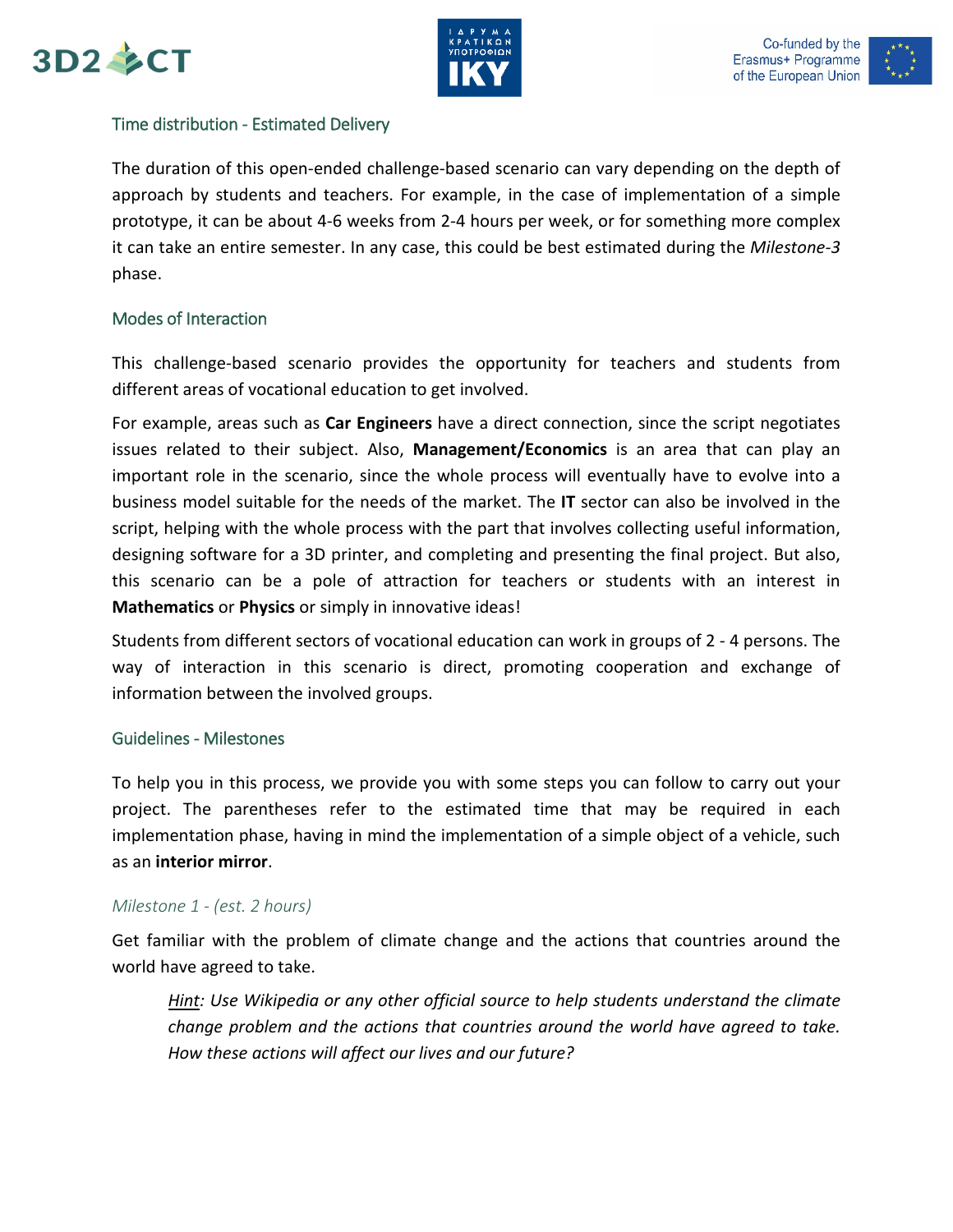## Time distribution - Estimated Delivery

The duration of this open-ended challenge-based scenario can vary depending on the depth of approach by students and teachers. For example, in the case of implementation of a simple prototype, it can be about 4-6 weeks from 2-4 hours per week, or for something more complex it can take an entire semester. In any case, this could be best estimated during the *Milestone-3* phase.

## Modes of Interaction

This challenge-based scenario provides the opportunity for teachers and students from different areas of vocational education to get involved.

For example, areas such as **Car Engineers** have a direct connection, since the script negotiates issues related to their subject. Also, **Management/Economics** is an area that can play an important role in the scenario, since the whole process will eventually have to evolve into a business model suitable for the needs of the market. The **IT** sector can also be involved in the script, helping with the whole process with the part that involves collecting useful information, designing software for a 3D printer, and completing and presenting the final project. But also, this scenario can be a pole of attraction for teachers or students with an interest in **Mathematics** or **Physics** or simply in innovative ideas!

Students from different sectors of vocational education can work in groups of 2 - 4 persons. The way of interaction in this scenario is direct, promoting cooperation and exchange of information between the involved groups.

## Guidelines - Milestones

To help you in this process, we provide you with some steps you can follow to carry out your project. The parentheses refer to the estimated time that may be required in each implementation phase, having in mind the implementation of a simple object of a vehicle, such as an **interior mirror**.

### *Milestone 1 - (est. 2 hours)*

Get familiar with the problem of climate change and the actions that countries around the world have agreed to take.

> *Hint: Use Wikipedia or any other official source to help students understand the climate change problem and the actions that countries around the world have agreed to take. How these actions will affect our lives and our future?*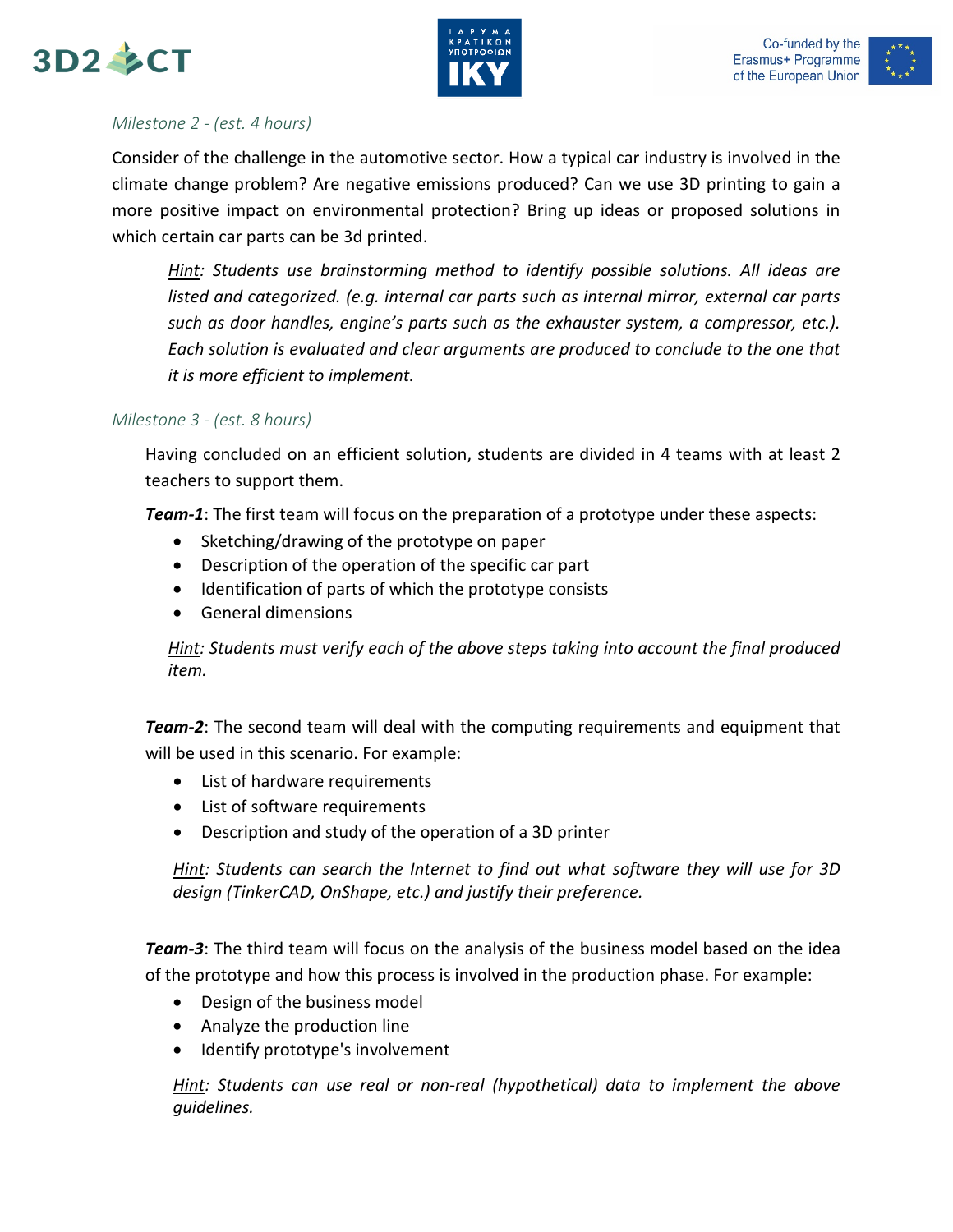### *Milestone 2 - (est. 4 hours)*

Consider of the challenge in the automotive sector. How a typical car industry is involved in the climate change problem? Are negative emissions produced? Can we use 3D printing to gain a more positive impact on environmental protection? Bring up ideas or proposed solutions in which certain car parts can be 3d printed.

> *Hint: Students use brainstorming method to identify possible solutions. All ideas are listed and categorized. (e.g. internal car parts such as internal mirror, external car parts such as door handles, engine's parts such as the exhauster system, a compressor, etc.). Each solution is evaluated and clear arguments are produced to conclude to the one that it is more efficient to implement.*

### *Milestone 3 - (est. 8 hours)*

Having concluded on an efficient solution, students are divided in 4 teams with at least 2 teachers to support them.

***Team-1***: The first team will focus on the preparation of a prototype under these aspects:

- Sketching/drawing of the prototype on paper
- Description of the operation of the specific car part
- Identification of parts of which the prototype consists
- General dimensions

> *Hint: Students must verify each of the above steps taking into account the final produced item.*

***Team-2***: The second team will deal with the computing requirements and equipment that will be used in this scenario. For example:

- List of hardware requirements
- List of software requirements
- Description and study of the operation of a 3D printer

> *Hint: Students can search the Internet to find out what software they will use for 3D design (TinkerCAD, OnShape, etc.) and justify their preference.*

***Team-3***: The third team will focus on the analysis of the business model based on the idea of the prototype and how this process is involved in the production phase. For example:

- Design of the business model
- Analyze the production line
- Identify prototype's involvement

> *Hint: Students can use real or non-real (hypothetical) data to implement the above guidelines.*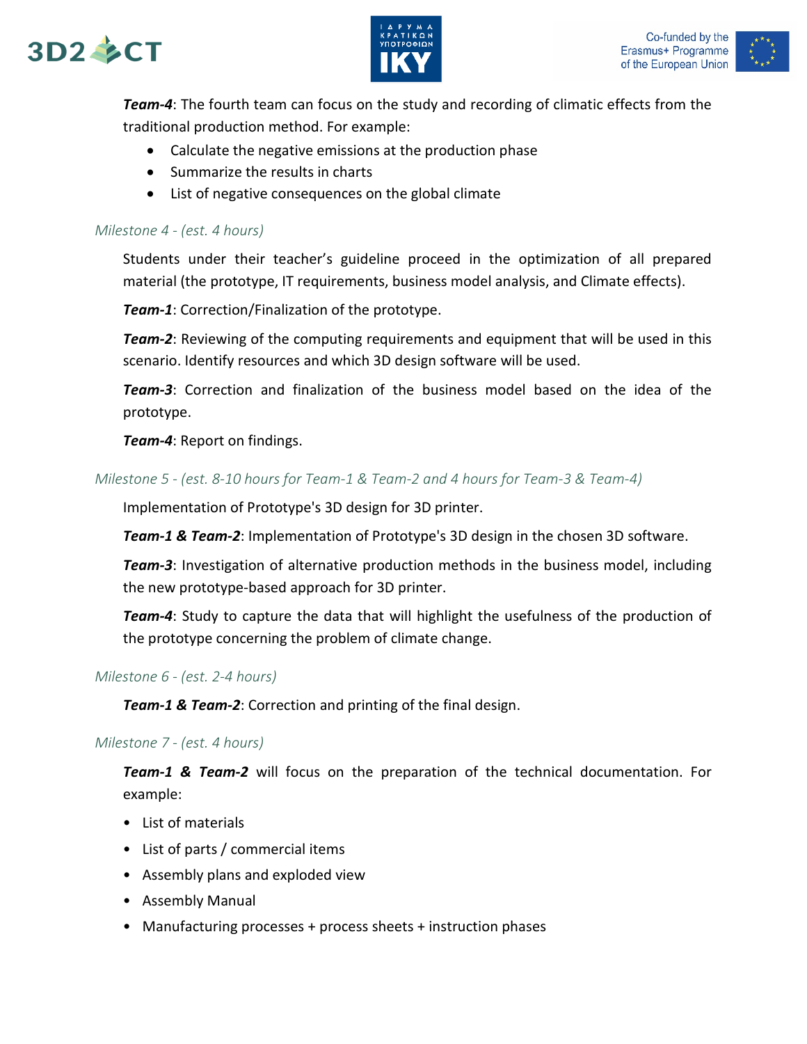***Team-4***: The fourth team can focus on the study and recording of climatic effects from the traditional production method. For example:

- Calculate the negative emissions at the production phase
- Summarize the results in charts
- List of negative consequences on the global climate

*Milestone 4 - (est. 4 hours)*

Students under their teacher's guideline proceed in the optimization of all prepared material (the prototype, IT requirements, business model analysis, and Climate effects).

***Team-1***: Correction/Finalization of the prototype.

***Team-2***: Reviewing of the computing requirements and equipment that will be used in this scenario. Identify resources and which 3D design software will be used.

***Team-3***: Correction and finalization of the business model based on the idea of the prototype.

***Team-4***: Report on findings.

*Milestone 5 - (est. 8-10 hours for Team-1 & Team-2 and 4 hours for Team-3 & Team-4)*

Implementation of Prototype's 3D design for 3D printer.

***Team-1 & Team-2***: Implementation of Prototype's 3D design in the chosen 3D software.

***Team-3***: Investigation of alternative production methods in the business model, including the new prototype-based approach for 3D printer.

***Team-4***: Study to capture the data that will highlight the usefulness of the production of the prototype concerning the problem of climate change.

*Milestone 6 - (est. 2-4 hours)*

***Team-1 & Team-2***: Correction and printing of the final design.

*Milestone 7 - (est. 4 hours)*

***Team-1 & Team-2*** will focus on the preparation of the technical documentation. For example:

- List of materials
- List of parts / commercial items
- Assembly plans and exploded view
- Assembly Manual
- Manufacturing processes + process sheets + instruction phases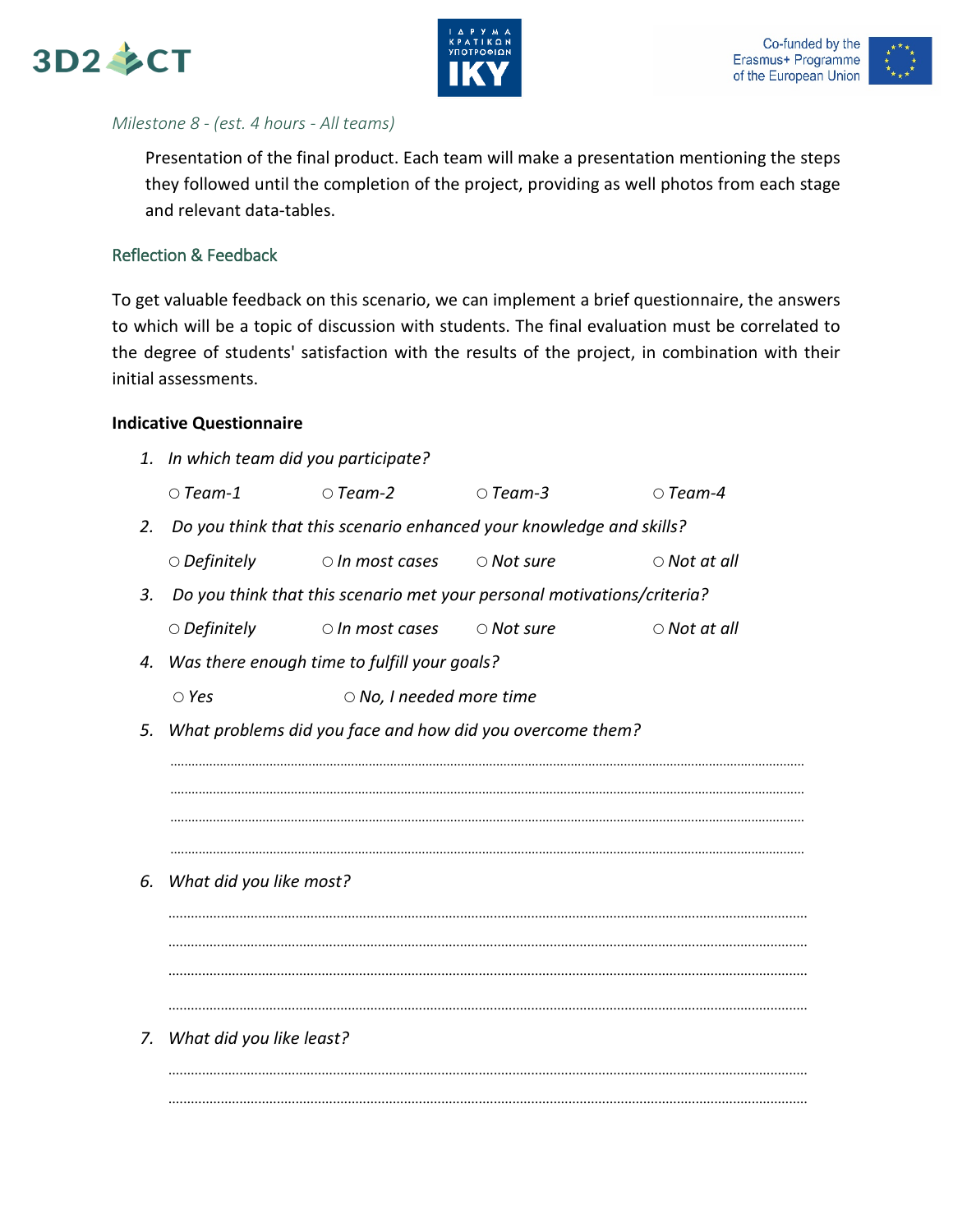*Milestone 8 - (est. 4 hours - All teams)*

Presentation of the final product. Each team will make a presentation mentioning the steps they followed until the completion of the project, providing as well photos from each stage and relevant data-tables.

## Reflection & Feedback

To get valuable feedback on this scenario, we can implement a brief questionnaire, the answers to which will be a topic of discussion with students. The final evaluation must be correlated to the degree of students' satisfaction with the results of the project, in combination with their initial assessments.

**Indicative Questionnaire**

1. *In which team did you participate?*

   ○ *Team-1* ○ *Team-2* ○ *Team-3* ○ *Team-4*

2. *Do you think that this scenario enhanced your knowledge and skills?*

   ○ *Definitely* ○ *In most cases* ○ *Not sure* ○ *Not at all*

3. *Do you think that this scenario met your personal motivations/criteria?*

   ○ *Definitely* ○ *In most cases* ○ *Not sure* ○ *Not at all*

4. *Was there enough time to fulfill your goals?*

   ○ *Yes* ○ *No, I needed more time*

5. *What problems did you face and how did you overcome them?*

   .................................................................................................................................................

   .................................................................................................................................................

   .................................................................................................................................................

   .................................................................................................................................................

6. *What did you like most?*

   .................................................................................................................................................

   .................................................................................................................................................

   .................................................................................................................................................

   .................................................................................................................................................

7. *What did you like least?*

   .................................................................................................................................................

   .................................................................................................................................................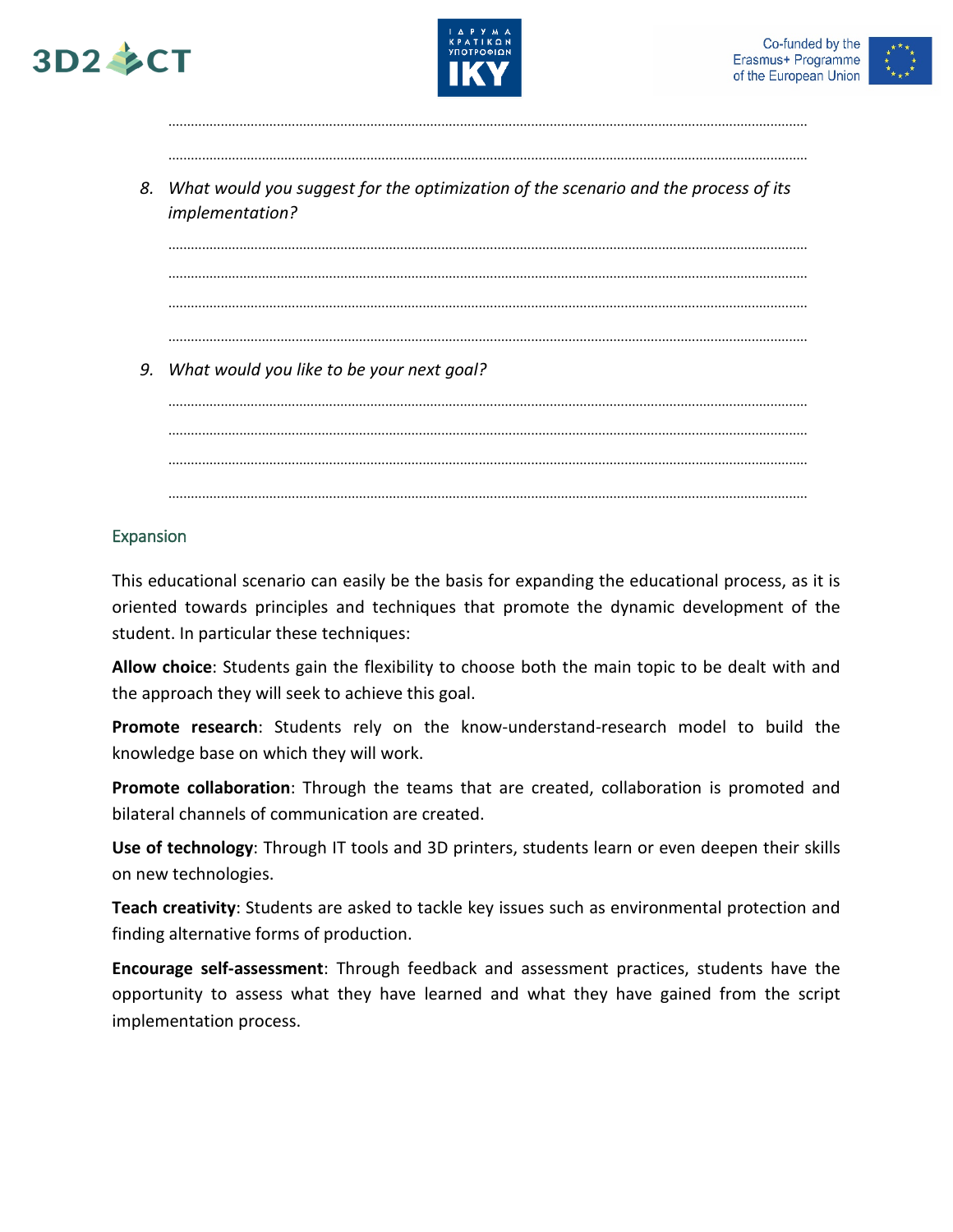……………………………………………………………………………………………………………………………………………

……………………………………………………………………………………………………………………………………………

8. *What would you suggest for the optimization of the scenario and the process of its implementation?*

……………………………………………………………………………………………………………………………………………

……………………………………………………………………………………………………………………………………………

……………………………………………………………………………………………………………………………………………

……………………………………………………………………………………………………………………………………………

9. *What would you like to be your next goal?*

……………………………………………………………………………………………………………………………………………

……………………………………………………………………………………………………………………………………………

……………………………………………………………………………………………………………………………………………

……………………………………………………………………………………………………………………………………………

## Expansion

This educational scenario can easily be the basis for expanding the educational process, as it is oriented towards principles and techniques that promote the dynamic development of the student. In particular these techniques:

**Allow choice**: Students gain the flexibility to choose both the main topic to be dealt with and the approach they will seek to achieve this goal.

**Promote research**: Students rely on the know-understand-research model to build the knowledge base on which they will work.

**Promote collaboration**: Through the teams that are created, collaboration is promoted and bilateral channels of communication are created.

**Use of technology**: Through IT tools and 3D printers, students learn or even deepen their skills on new technologies.

**Teach creativity**: Students are asked to tackle key issues such as environmental protection and finding alternative forms of production.

**Encourage self-assessment**: Through feedback and assessment practices, students have the opportunity to assess what they have learned and what they have gained from the script implementation process.